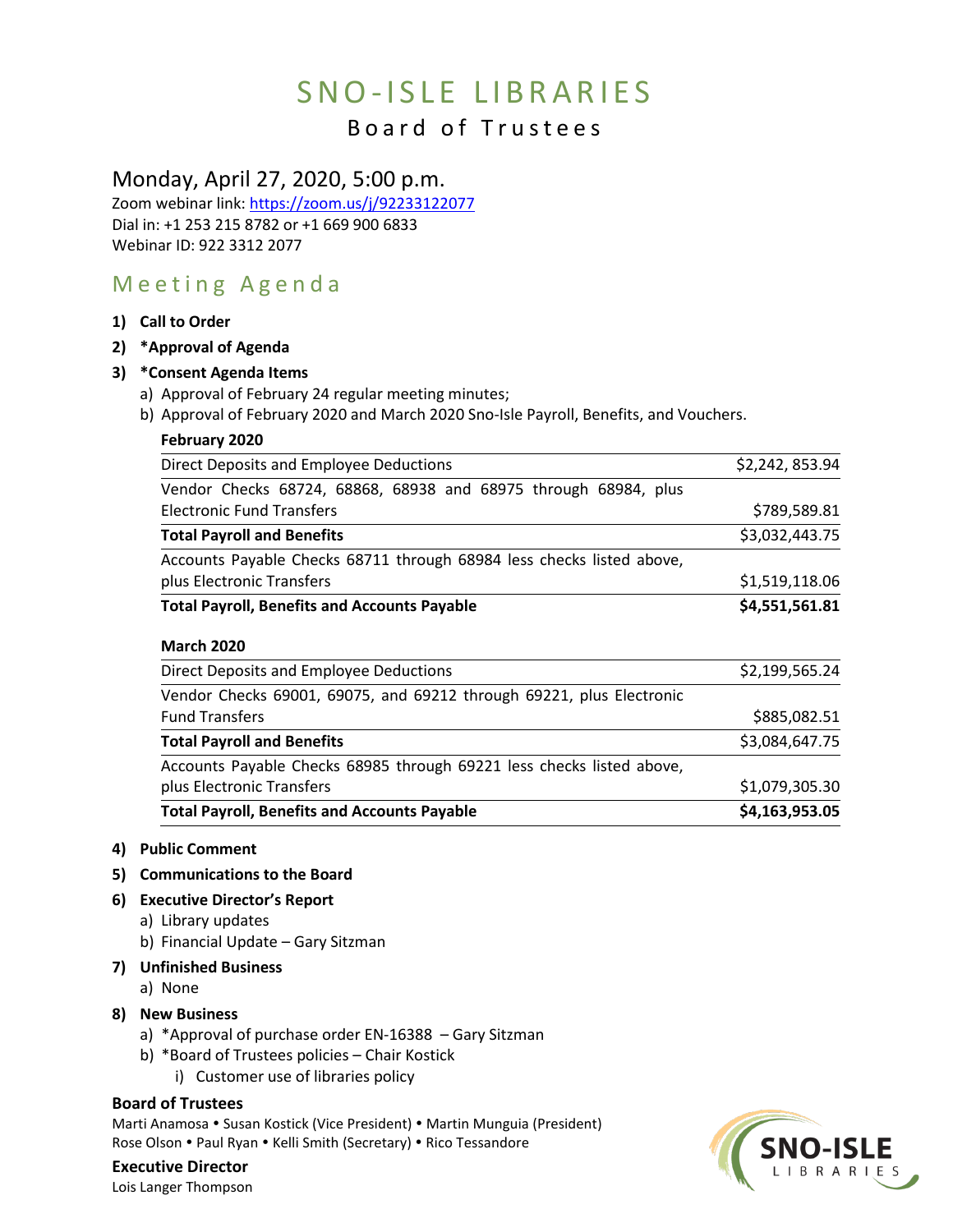# SNO-ISLE LIBRARIES

## Board of Trustees

### Monday, April 27, 2020, 5:00 p.m.

Zoom webinar link: https://zoom.us/j/92233122077
Dial in: +1 253 215 8782 or +1 669 900 6833
Webinar ID: 922 3312 2077

## Meeting Agenda

1) **Call to Order**
2) **\*Approval of Agenda**
3) **\*Consent Agenda Items**
   a) Approval of February 24 regular meeting minutes;
   b) Approval of February 2020 and March 2020 Sno-Isle Payroll, Benefits, and Vouchers.

**February 2020**

| | |
|---|---|
| Direct Deposits and Employee Deductions | $2,242, 853.94 |
| Vendor Checks 68724, 68868, 68938 and 68975 through 68984, plus Electronic Fund Transfers | $789,589.81 |
| **Total Payroll and Benefits** | $3,032,443.75 |
| Accounts Payable Checks 68711 through 68984 less checks listed above, plus Electronic Transfers | $1,519,118.06 |
| **Total Payroll, Benefits and Accounts Payable** | **$4,551,561.81** |

**March 2020**

| | |
|---|---|
| Direct Deposits and Employee Deductions | $2,199,565.24 |
| Vendor Checks 69001, 69075, and 69212 through 69221, plus Electronic Fund Transfers | $885,082.51 |
| **Total Payroll and Benefits** | $3,084,647.75 |
| Accounts Payable Checks 68985 through 69221 less checks listed above, plus Electronic Transfers | $1,079,305.30 |
| **Total Payroll, Benefits and Accounts Payable** | **$4,163,953.05** |

4) **Public Comment**
5) **Communications to the Board**
6) **Executive Director's Report**
   a) Library updates
   b) Financial Update – Gary Sitzman
7) **Unfinished Business**
   a) None
8) **New Business**
   a) *Approval of purchase order EN-16388 – Gary Sitzman
   b) *Board of Trustees policies – Chair Kostick
      i) Customer use of libraries policy

**Board of Trustees**
Marti Anamosa • Susan Kostick (Vice President) • Martin Munguia (President)
Rose Olson • Paul Ryan • Kelli Smith (Secretary) • Rico Tessandore

**Executive Director**
Lois Langer Thompson

SNO-ISLE LIBRARIES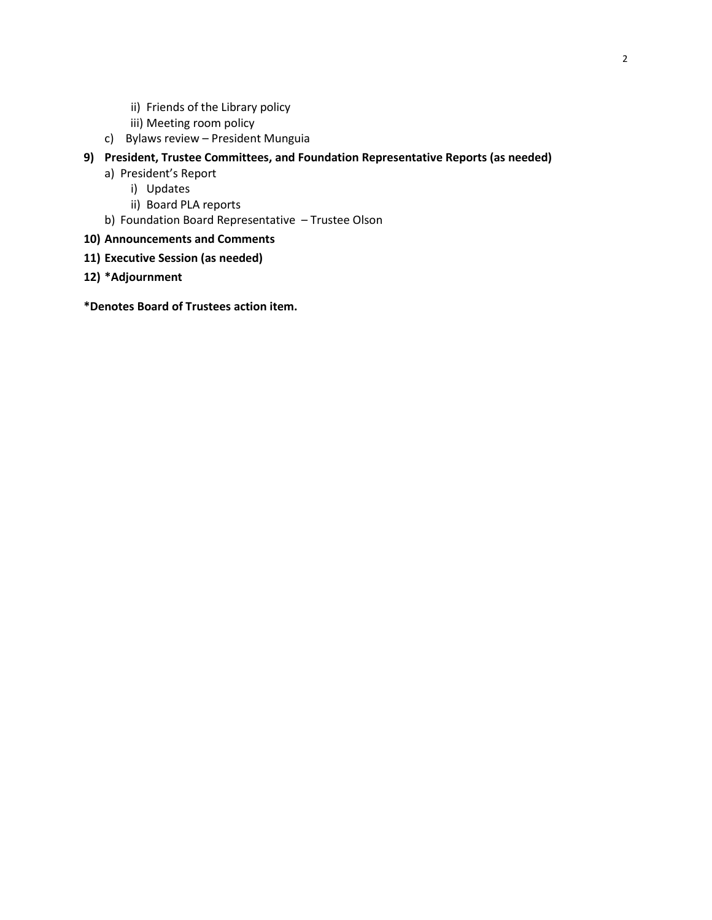ii) Friends of the Library policy
      iii) Meeting room policy
   c) Bylaws review – President Munguia

**9) President, Trustee Committees, and Foundation Representative Reports (as needed)**
   a) President's Report
      i) Updates
      ii) Board PLA reports
   b) Foundation Board Representative – Trustee Olson

**10) Announcements and Comments**

**11) Executive Session (as needed)**

**12) *Adjournment**

***Denotes Board of Trustees action item.**